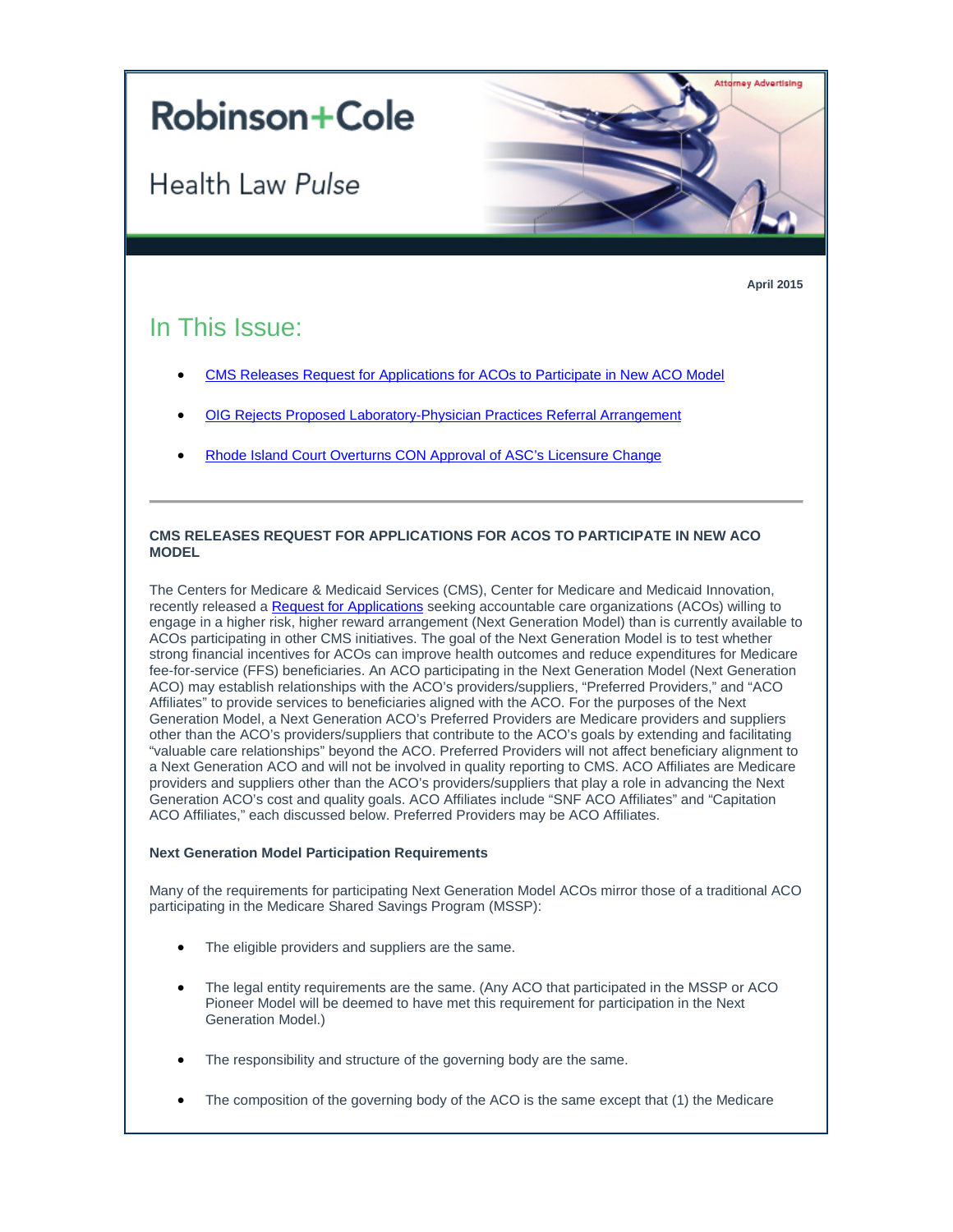Robinson+Cole

Health Law *Pulse*

Attorney Advertising

**April 2015**

## In This Issue:

- [CMS Releases Request for Applications for ACOs to Participate in New ACO Model]
- [OIG Rejects Proposed Laboratory-Physician Practices Referral Arrangement]
- [Rhode Island Court Overturns CON Approval of ASC's Licensure Change]

---

### CMS RELEASES REQUEST FOR APPLICATIONS FOR ACOS TO PARTICIPATE IN NEW ACO MODEL

The Centers for Medicare & Medicaid Services (CMS), Center for Medicare and Medicaid Innovation, recently released a [Request for Applications] seeking accountable care organizations (ACOs) willing to engage in a higher risk, higher reward arrangement (Next Generation Model) than is currently available to ACOs participating in other CMS initiatives. The goal of the Next Generation Model is to test whether strong financial incentives for ACOs can improve health outcomes and reduce expenditures for Medicare fee-for-service (FFS) beneficiaries. An ACO participating in the Next Generation Model (Next Generation ACO) may establish relationships with the ACO's providers/suppliers, "Preferred Providers," and "ACO Affiliates" to provide services to beneficiaries aligned with the ACO. For the purposes of the Next Generation Model, a Next Generation ACO's Preferred Providers are Medicare providers and suppliers other than the ACO's providers/suppliers that contribute to the ACO's goals by extending and facilitating "valuable care relationships" beyond the ACO. Preferred Providers will not affect beneficiary alignment to a Next Generation ACO and will not be involved in quality reporting to CMS. ACO Affiliates are Medicare providers and suppliers other than the ACO's providers/suppliers that play a role in advancing the Next Generation ACO's cost and quality goals. ACO Affiliates include "SNF ACO Affiliates" and "Capitation ACO Affiliates," each discussed below. Preferred Providers may be ACO Affiliates.

**Next Generation Model Participation Requirements**

Many of the requirements for participating Next Generation Model ACOs mirror those of a traditional ACO participating in the Medicare Shared Savings Program (MSSP):

- The eligible providers and suppliers are the same.
- The legal entity requirements are the same. (Any ACO that participated in the MSSP or ACO Pioneer Model will be deemed to have met this requirement for participation in the Next Generation Model.)
- The responsibility and structure of the governing body are the same.
- The composition of the governing body of the ACO is the same except that (1) the Medicare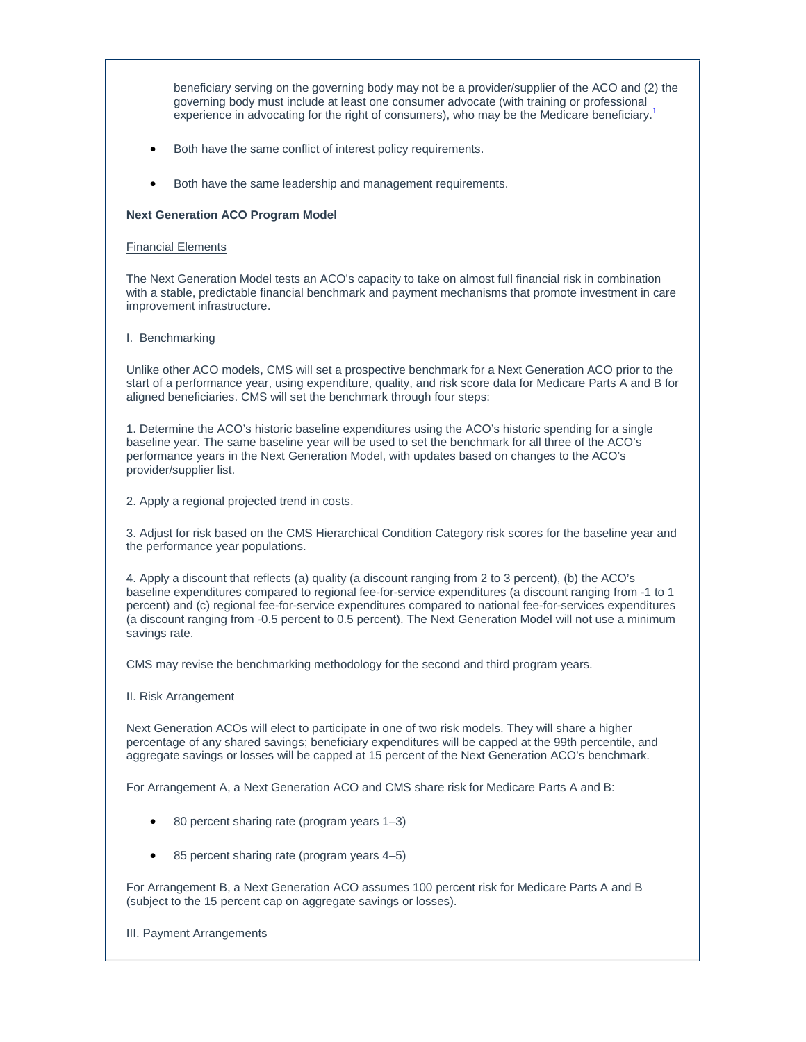beneficiary serving on the governing body may not be a provider/supplier of the ACO and (2) the governing body must include at least one consumer advocate (with training or professional experience in advocating for the right of consumers), who may be the Medicare beneficiary.[1]

- Both have the same conflict of interest policy requirements.

- Both have the same leadership and management requirements.

**Next Generation ACO Program Model**

Financial Elements

The Next Generation Model tests an ACO's capacity to take on almost full financial risk in combination with a stable, predictable financial benchmark and payment mechanisms that promote investment in care improvement infrastructure.

I. Benchmarking

Unlike other ACO models, CMS will set a prospective benchmark for a Next Generation ACO prior to the start of a performance year, using expenditure, quality, and risk score data for Medicare Parts A and B for aligned beneficiaries. CMS will set the benchmark through four steps:

1. Determine the ACO's historic baseline expenditures using the ACO's historic spending for a single baseline year. The same baseline year will be used to set the benchmark for all three of the ACO's performance years in the Next Generation Model, with updates based on changes to the ACO's provider/supplier list.

2. Apply a regional projected trend in costs.

3. Adjust for risk based on the CMS Hierarchical Condition Category risk scores for the baseline year and the performance year populations.

4. Apply a discount that reflects (a) quality (a discount ranging from 2 to 3 percent), (b) the ACO's baseline expenditures compared to regional fee-for-service expenditures (a discount ranging from -1 to 1 percent) and (c) regional fee-for-service expenditures compared to national fee-for-services expenditures (a discount ranging from -0.5 percent to 0.5 percent). The Next Generation Model will not use a minimum savings rate.

CMS may revise the benchmarking methodology for the second and third program years.

II. Risk Arrangement

Next Generation ACOs will elect to participate in one of two risk models. They will share a higher percentage of any shared savings; beneficiary expenditures will be capped at the 99th percentile, and aggregate savings or losses will be capped at 15 percent of the Next Generation ACO's benchmark.

For Arrangement A, a Next Generation ACO and CMS share risk for Medicare Parts A and B:

- 80 percent sharing rate (program years 1–3)

- 85 percent sharing rate (program years 4–5)

For Arrangement B, a Next Generation ACO assumes 100 percent risk for Medicare Parts A and B (subject to the 15 percent cap on aggregate savings or losses).

III. Payment Arrangements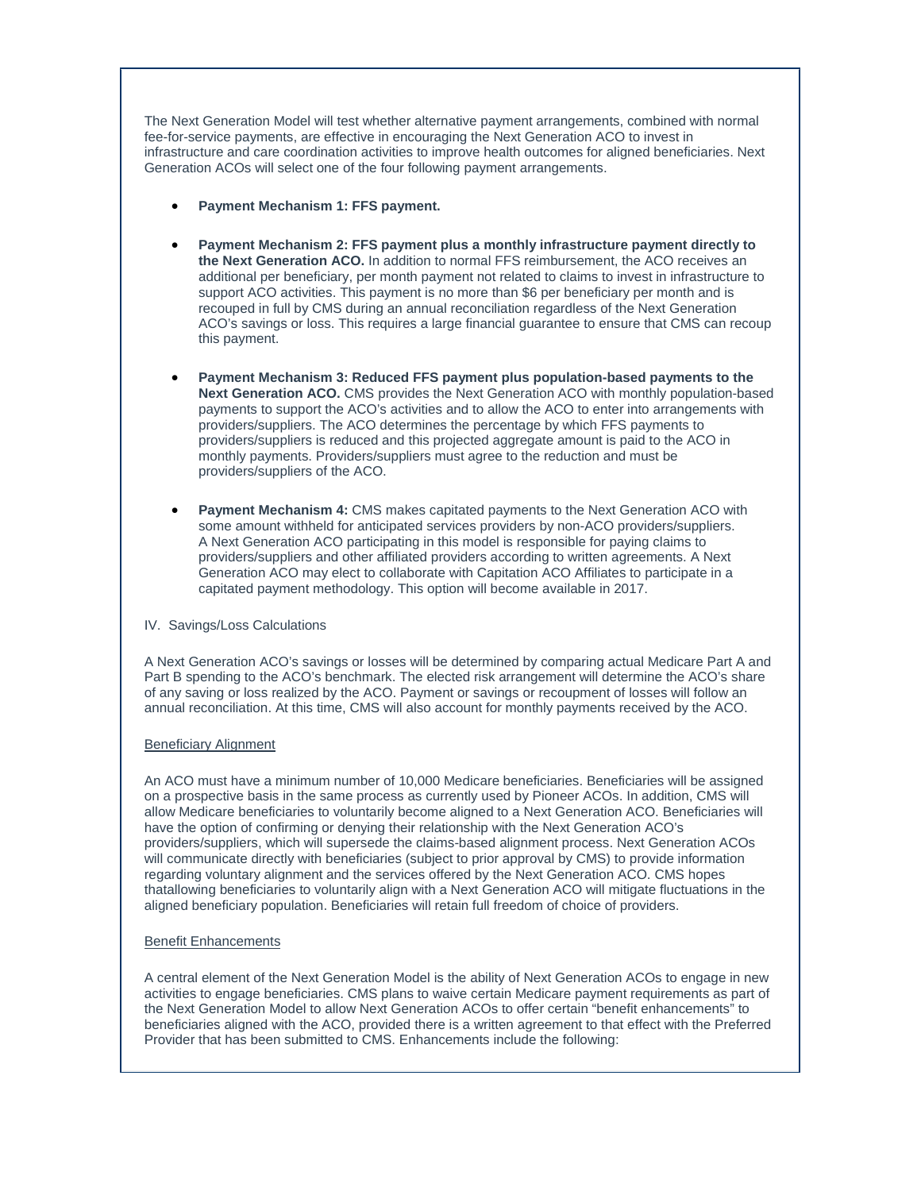The Next Generation Model will test whether alternative payment arrangements, combined with normal fee-for-service payments, are effective in encouraging the Next Generation ACO to invest in infrastructure and care coordination activities to improve health outcomes for aligned beneficiaries. Next Generation ACOs will select one of the four following payment arrangements.

- **Payment Mechanism 1: FFS payment.**
- **Payment Mechanism 2: FFS payment plus a monthly infrastructure payment directly to the Next Generation ACO.** In addition to normal FFS reimbursement, the ACO receives an additional per beneficiary, per month payment not related to claims to invest in infrastructure to support ACO activities. This payment is no more than $6 per beneficiary per month and is recouped in full by CMS during an annual reconciliation regardless of the Next Generation ACO's savings or loss. This requires a large financial guarantee to ensure that CMS can recoup this payment.
- **Payment Mechanism 3: Reduced FFS payment plus population-based payments to the Next Generation ACO.** CMS provides the Next Generation ACO with monthly population-based payments to support the ACO's activities and to allow the ACO to enter into arrangements with providers/suppliers. The ACO determines the percentage by which FFS payments to providers/suppliers is reduced and this projected aggregate amount is paid to the ACO in monthly payments. Providers/suppliers must agree to the reduction and must be providers/suppliers of the ACO.
- **Payment Mechanism 4:** CMS makes capitated payments to the Next Generation ACO with some amount withheld for anticipated services providers by non-ACO providers/suppliers. A Next Generation ACO participating in this model is responsible for paying claims to providers/suppliers and other affiliated providers according to written agreements. A Next Generation ACO may elect to collaborate with Capitation ACO Affiliates to participate in a capitated payment methodology. This option will become available in 2017.

IV. Savings/Loss Calculations

A Next Generation ACO's savings or losses will be determined by comparing actual Medicare Part A and Part B spending to the ACO's benchmark. The elected risk arrangement will determine the ACO's share of any saving or loss realized by the ACO. Payment or savings or recoupment of losses will follow an annual reconciliation. At this time, CMS will also account for monthly payments received by the ACO.

Beneficiary Alignment

An ACO must have a minimum number of 10,000 Medicare beneficiaries. Beneficiaries will be assigned on a prospective basis in the same process as currently used by Pioneer ACOs. In addition, CMS will allow Medicare beneficiaries to voluntarily become aligned to a Next Generation ACO. Beneficiaries will have the option of confirming or denying their relationship with the Next Generation ACO's providers/suppliers, which will supersede the claims-based alignment process. Next Generation ACOs will communicate directly with beneficiaries (subject to prior approval by CMS) to provide information regarding voluntary alignment and the services offered by the Next Generation ACO. CMS hopes thatallowing beneficiaries to voluntarily align with a Next Generation ACO will mitigate fluctuations in the aligned beneficiary population. Beneficiaries will retain full freedom of choice of providers.

Benefit Enhancements

A central element of the Next Generation Model is the ability of Next Generation ACOs to engage in new activities to engage beneficiaries. CMS plans to waive certain Medicare payment requirements as part of the Next Generation Model to allow Next Generation ACOs to offer certain "benefit enhancements" to beneficiaries aligned with the ACO, provided there is a written agreement to that effect with the Preferred Provider that has been submitted to CMS. Enhancements include the following: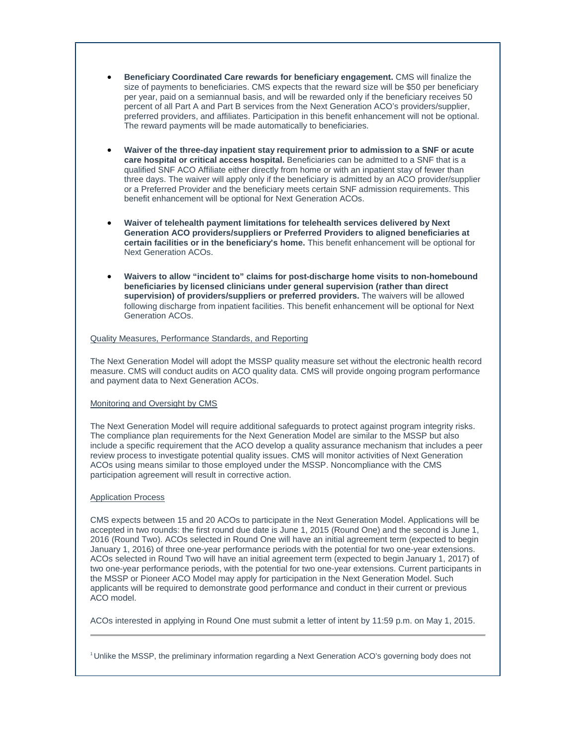- **Beneficiary Coordinated Care rewards for beneficiary engagement.** CMS will finalize the size of payments to beneficiaries. CMS expects that the reward size will be $50 per beneficiary per year, paid on a semiannual basis, and will be rewarded only if the beneficiary receives 50 percent of all Part A and Part B services from the Next Generation ACO's providers/supplier, preferred providers, and affiliates. Participation in this benefit enhancement will not be optional. The reward payments will be made automatically to beneficiaries.

- **Waiver of the three-day inpatient stay requirement prior to admission to a SNF or acute care hospital or critical access hospital.** Beneficiaries can be admitted to a SNF that is a qualified SNF ACO Affiliate either directly from home or with an inpatient stay of fewer than three days. The waiver will apply only if the beneficiary is admitted by an ACO provider/supplier or a Preferred Provider and the beneficiary meets certain SNF admission requirements. This benefit enhancement will be optional for Next Generation ACOs.

- **Waiver of telehealth payment limitations for telehealth services delivered by Next Generation ACO providers/suppliers or Preferred Providers to aligned beneficiaries at certain facilities or in the beneficiary's home.** This benefit enhancement will be optional for Next Generation ACOs.

- **Waivers to allow "incident to" claims for post-discharge home visits to non-homebound beneficiaries by licensed clinicians under general supervision (rather than direct supervision) of providers/suppliers or preferred providers.** The waivers will be allowed following discharge from inpatient facilities. This benefit enhancement will be optional for Next Generation ACOs.

Quality Measures, Performance Standards, and Reporting

The Next Generation Model will adopt the MSSP quality measure set without the electronic health record measure. CMS will conduct audits on ACO quality data. CMS will provide ongoing program performance and payment data to Next Generation ACOs.

Monitoring and Oversight by CMS

The Next Generation Model will require additional safeguards to protect against program integrity risks. The compliance plan requirements for the Next Generation Model are similar to the MSSP but also include a specific requirement that the ACO develop a quality assurance mechanism that includes a peer review process to investigate potential quality issues. CMS will monitor activities of Next Generation ACOs using means similar to those employed under the MSSP. Noncompliance with the CMS participation agreement will result in corrective action.

Application Process

CMS expects between 15 and 20 ACOs to participate in the Next Generation Model. Applications will be accepted in two rounds: the first round due date is June 1, 2015 (Round One) and the second is June 1, 2016 (Round Two). ACOs selected in Round One will have an initial agreement term (expected to begin January 1, 2016) of three one-year performance periods with the potential for two one-year extensions. ACOs selected in Round Two will have an initial agreement term (expected to begin January 1, 2017) of two one-year performance periods, with the potential for two one-year extensions. Current participants in the MSSP or Pioneer ACO Model may apply for participation in the Next Generation Model. Such applicants will be required to demonstrate good performance and conduct in their current or previous ACO model.

ACOs interested in applying in Round One must submit a letter of intent by 11:59 p.m. on May 1, 2015.

---

[1] Unlike the MSSP, the preliminary information regarding a Next Generation ACO's governing body does not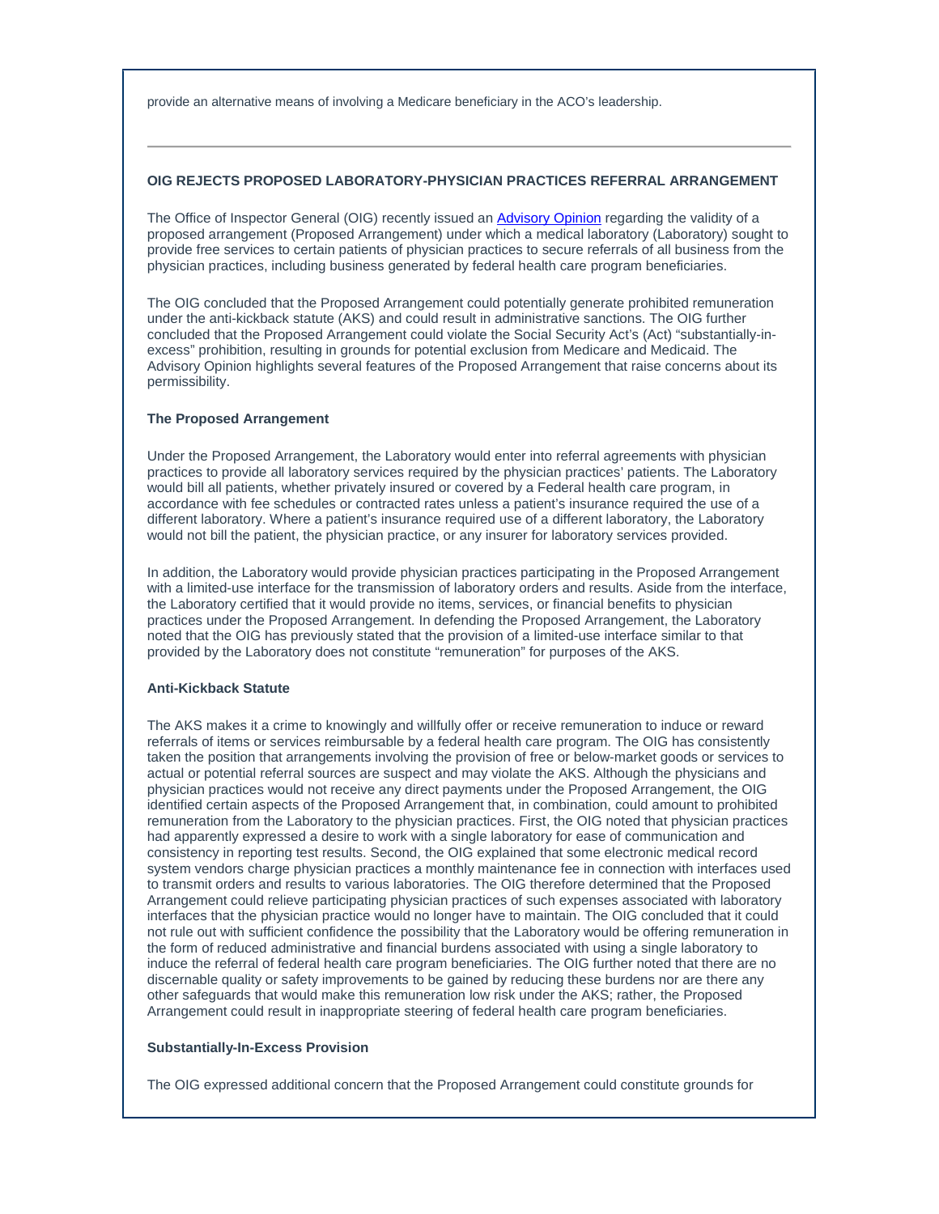provide an alternative means of involving a Medicare beneficiary in the ACO's leadership.

---

## OIG REJECTS PROPOSED LABORATORY-PHYSICIAN PRACTICES REFERRAL ARRANGEMENT

The Office of Inspector General (OIG) recently issued an Advisory Opinion regarding the validity of a proposed arrangement (Proposed Arrangement) under which a medical laboratory (Laboratory) sought to provide free services to certain patients of physician practices to secure referrals of all business from the physician practices, including business generated by federal health care program beneficiaries.

The OIG concluded that the Proposed Arrangement could potentially generate prohibited remuneration under the anti-kickback statute (AKS) and could result in administrative sanctions. The OIG further concluded that the Proposed Arrangement could violate the Social Security Act's (Act) "substantially-in-excess" prohibition, resulting in grounds for potential exclusion from Medicare and Medicaid. The Advisory Opinion highlights several features of the Proposed Arrangement that raise concerns about its permissibility.

### The Proposed Arrangement

Under the Proposed Arrangement, the Laboratory would enter into referral agreements with physician practices to provide all laboratory services required by the physician practices' patients. The Laboratory would bill all patients, whether privately insured or covered by a Federal health care program, in accordance with fee schedules or contracted rates unless a patient's insurance required the use of a different laboratory. Where a patient's insurance required use of a different laboratory, the Laboratory would not bill the patient, the physician practice, or any insurer for laboratory services provided.

In addition, the Laboratory would provide physician practices participating in the Proposed Arrangement with a limited-use interface for the transmission of laboratory orders and results. Aside from the interface, the Laboratory certified that it would provide no items, services, or financial benefits to physician practices under the Proposed Arrangement. In defending the Proposed Arrangement, the Laboratory noted that the OIG has previously stated that the provision of a limited-use interface similar to that provided by the Laboratory does not constitute "remuneration" for purposes of the AKS.

### Anti-Kickback Statute

The AKS makes it a crime to knowingly and willfully offer or receive remuneration to induce or reward referrals of items or services reimbursable by a federal health care program. The OIG has consistently taken the position that arrangements involving the provision of free or below-market goods or services to actual or potential referral sources are suspect and may violate the AKS. Although the physicians and physician practices would not receive any direct payments under the Proposed Arrangement, the OIG identified certain aspects of the Proposed Arrangement that, in combination, could amount to prohibited remuneration from the Laboratory to the physician practices. First, the OIG noted that physician practices had apparently expressed a desire to work with a single laboratory for ease of communication and consistency in reporting test results. Second, the OIG explained that some electronic medical record system vendors charge physician practices a monthly maintenance fee in connection with interfaces used to transmit orders and results to various laboratories. The OIG therefore determined that the Proposed Arrangement could relieve participating physician practices of such expenses associated with laboratory interfaces that the physician practice would no longer have to maintain. The OIG concluded that it could not rule out with sufficient confidence the possibility that the Laboratory would be offering remuneration in the form of reduced administrative and financial burdens associated with using a single laboratory to induce the referral of federal health care program beneficiaries. The OIG further noted that there are no discernable quality or safety improvements to be gained by reducing these burdens nor are there any other safeguards that would make this remuneration low risk under the AKS; rather, the Proposed Arrangement could result in inappropriate steering of federal health care program beneficiaries.

### Substantially-In-Excess Provision

The OIG expressed additional concern that the Proposed Arrangement could constitute grounds for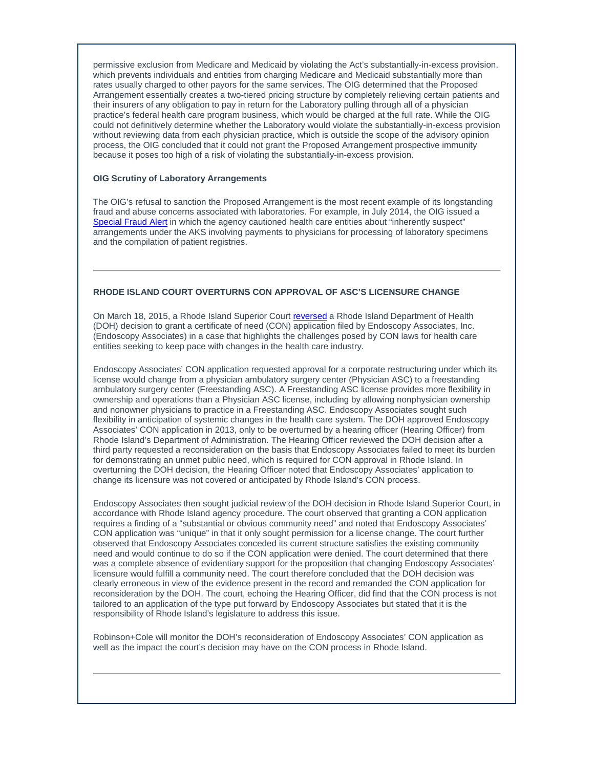permissive exclusion from Medicare and Medicaid by violating the Act's substantially-in-excess provision, which prevents individuals and entities from charging Medicare and Medicaid substantially more than rates usually charged to other payors for the same services. The OIG determined that the Proposed Arrangement essentially creates a two-tiered pricing structure by completely relieving certain patients and their insurers of any obligation to pay in return for the Laboratory pulling through all of a physician practice's federal health care program business, which would be charged at the full rate. While the OIG could not definitively determine whether the Laboratory would violate the substantially-in-excess provision without reviewing data from each physician practice, which is outside the scope of the advisory opinion process, the OIG concluded that it could not grant the Proposed Arrangement prospective immunity because it poses too high of a risk of violating the substantially-in-excess provision.

**OIG Scrutiny of Laboratory Arrangements**

The OIG's refusal to sanction the Proposed Arrangement is the most recent example of its longstanding fraud and abuse concerns associated with laboratories. For example, in July 2014, the OIG issued a Special Fraud Alert in which the agency cautioned health care entities about "inherently suspect" arrangements under the AKS involving payments to physicians for processing of laboratory specimens and the compilation of patient registries.

---

**RHODE ISLAND COURT OVERTURNS CON APPROVAL OF ASC'S LICENSURE CHANGE**

On March 18, 2015, a Rhode Island Superior Court reversed a Rhode Island Department of Health (DOH) decision to grant a certificate of need (CON) application filed by Endoscopy Associates, Inc. (Endoscopy Associates) in a case that highlights the challenges posed by CON laws for health care entities seeking to keep pace with changes in the health care industry.

Endoscopy Associates' CON application requested approval for a corporate restructuring under which its license would change from a physician ambulatory surgery center (Physician ASC) to a freestanding ambulatory surgery center (Freestanding ASC). A Freestanding ASC license provides more flexibility in ownership and operations than a Physician ASC license, including by allowing nonphysician ownership and nonowner physicians to practice in a Freestanding ASC. Endoscopy Associates sought such flexibility in anticipation of systemic changes in the health care system. The DOH approved Endoscopy Associates' CON application in 2013, only to be overturned by a hearing officer (Hearing Officer) from Rhode Island's Department of Administration. The Hearing Officer reviewed the DOH decision after a third party requested a reconsideration on the basis that Endoscopy Associates failed to meet its burden for demonstrating an unmet public need, which is required for CON approval in Rhode Island. In overturning the DOH decision, the Hearing Officer noted that Endoscopy Associates' application to change its licensure was not covered or anticipated by Rhode Island's CON process.

Endoscopy Associates then sought judicial review of the DOH decision in Rhode Island Superior Court, in accordance with Rhode Island agency procedure. The court observed that granting a CON application requires a finding of a "substantial or obvious community need" and noted that Endoscopy Associates' CON application was "unique" in that it only sought permission for a license change. The court further observed that Endoscopy Associates conceded its current structure satisfies the existing community need and would continue to do so if the CON application were denied. The court determined that there was a complete absence of evidentiary support for the proposition that changing Endoscopy Associates' licensure would fulfill a community need. The court therefore concluded that the DOH decision was clearly erroneous in view of the evidence present in the record and remanded the CON application for reconsideration by the DOH. The court, echoing the Hearing Officer, did find that the CON process is not tailored to an application of the type put forward by Endoscopy Associates but stated that it is the responsibility of Rhode Island's legislature to address this issue.

Robinson+Cole will monitor the DOH's reconsideration of Endoscopy Associates' CON application as well as the impact the court's decision may have on the CON process in Rhode Island.

---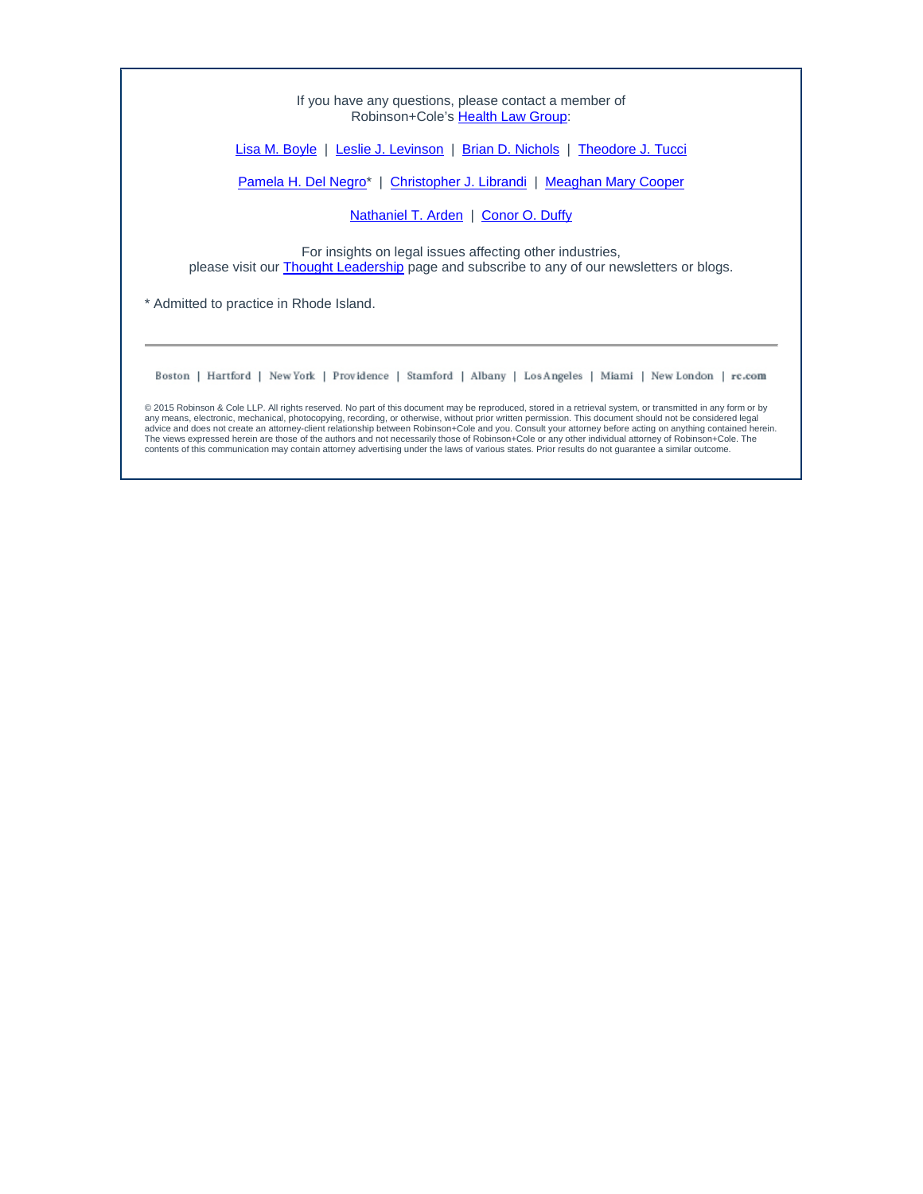If you have any questions, please contact a member of
Robinson+Cole's Health Law Group:

Lisa M. Boyle | Leslie J. Levinson | Brian D. Nichols | Theodore J. Tucci

Pamela H. Del Negro* | Christopher J. Librandi | Meaghan Mary Cooper

Nathaniel T. Arden | Conor O. Duffy

For insights on legal issues affecting other industries,
please visit our Thought Leadership page and subscribe to any of our newsletters or blogs.

* Admitted to practice in Rhode Island.

---

Boston | Hartford | New York | Providence | Stamford | Albany | Los Angeles | Miami | New London | rc.com

© 2015 Robinson & Cole LLP. All rights reserved. No part of this document may be reproduced, stored in a retrieval system, or transmitted in any form or by any means, electronic, mechanical, photocopying, recording, or otherwise, without prior written permission. This document should not be considered legal advice and does not create an attorney-client relationship between Robinson+Cole and you. Consult your attorney before acting on anything contained herein. The views expressed herein are those of the authors and not necessarily those of Robinson+Cole or any other individual attorney of Robinson+Cole. The contents of this communication may contain attorney advertising under the laws of various states. Prior results do not guarantee a similar outcome.